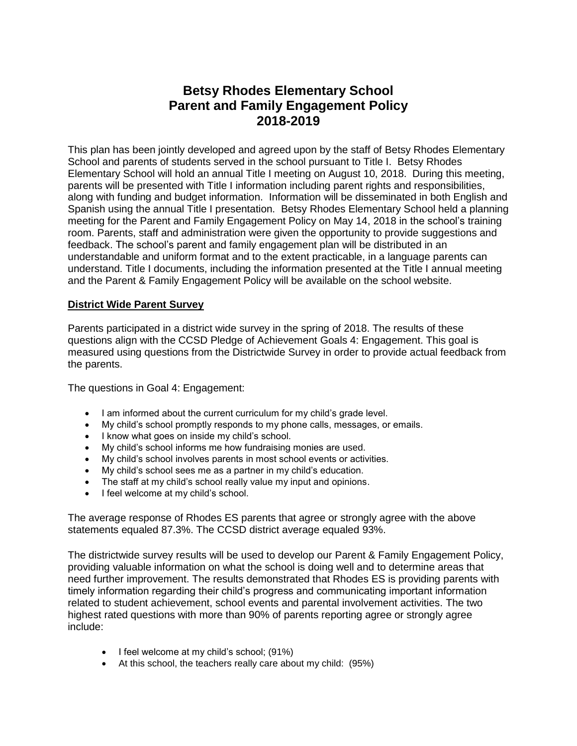# Betsy Rhodes Elementary School
# Parent and Family Engagement Policy
# 2018-2019

This plan has been jointly developed and agreed upon by the staff of Betsy Rhodes Elementary School and parents of students served in the school pursuant to Title I. Betsy Rhodes Elementary School will hold an annual Title I meeting on August 10, 2018. During this meeting, parents will be presented with Title I information including parent rights and responsibilities, along with funding and budget information. Information will be disseminated in both English and Spanish using the annual Title I presentation. Betsy Rhodes Elementary School held a planning meeting for the Parent and Family Engagement Policy on May 14, 2018 in the school's training room. Parents, staff and administration were given the opportunity to provide suggestions and feedback. The school's parent and family engagement plan will be distributed in an understandable and uniform format and to the extent practicable, in a language parents can understand. Title I documents, including the information presented at the Title I annual meeting and the Parent & Family Engagement Policy will be available on the school website.

## District Wide Parent Survey

Parents participated in a district wide survey in the spring of 2018. The results of these questions align with the CCSD Pledge of Achievement Goals 4: Engagement. This goal is measured using questions from the Districtwide Survey in order to provide actual feedback from the parents.

The questions in Goal 4: Engagement:

- I am informed about the current curriculum for my child's grade level.
- My child's school promptly responds to my phone calls, messages, or emails.
- I know what goes on inside my child's school.
- My child's school informs me how fundraising monies are used.
- My child's school involves parents in most school events or activities.
- My child's school sees me as a partner in my child's education.
- The staff at my child's school really value my input and opinions.
- I feel welcome at my child's school.

The average response of Rhodes ES parents that agree or strongly agree with the above statements equaled 87.3%. The CCSD district average equaled 93%.

The districtwide survey results will be used to develop our Parent & Family Engagement Policy, providing valuable information on what the school is doing well and to determine areas that need further improvement. The results demonstrated that Rhodes ES is providing parents with timely information regarding their child's progress and communicating important information related to student achievement, school events and parental involvement activities. The two highest rated questions with more than 90% of parents reporting agree or strongly agree include:

- I feel welcome at my child's school; (91%)
- At this school, the teachers really care about my child: (95%)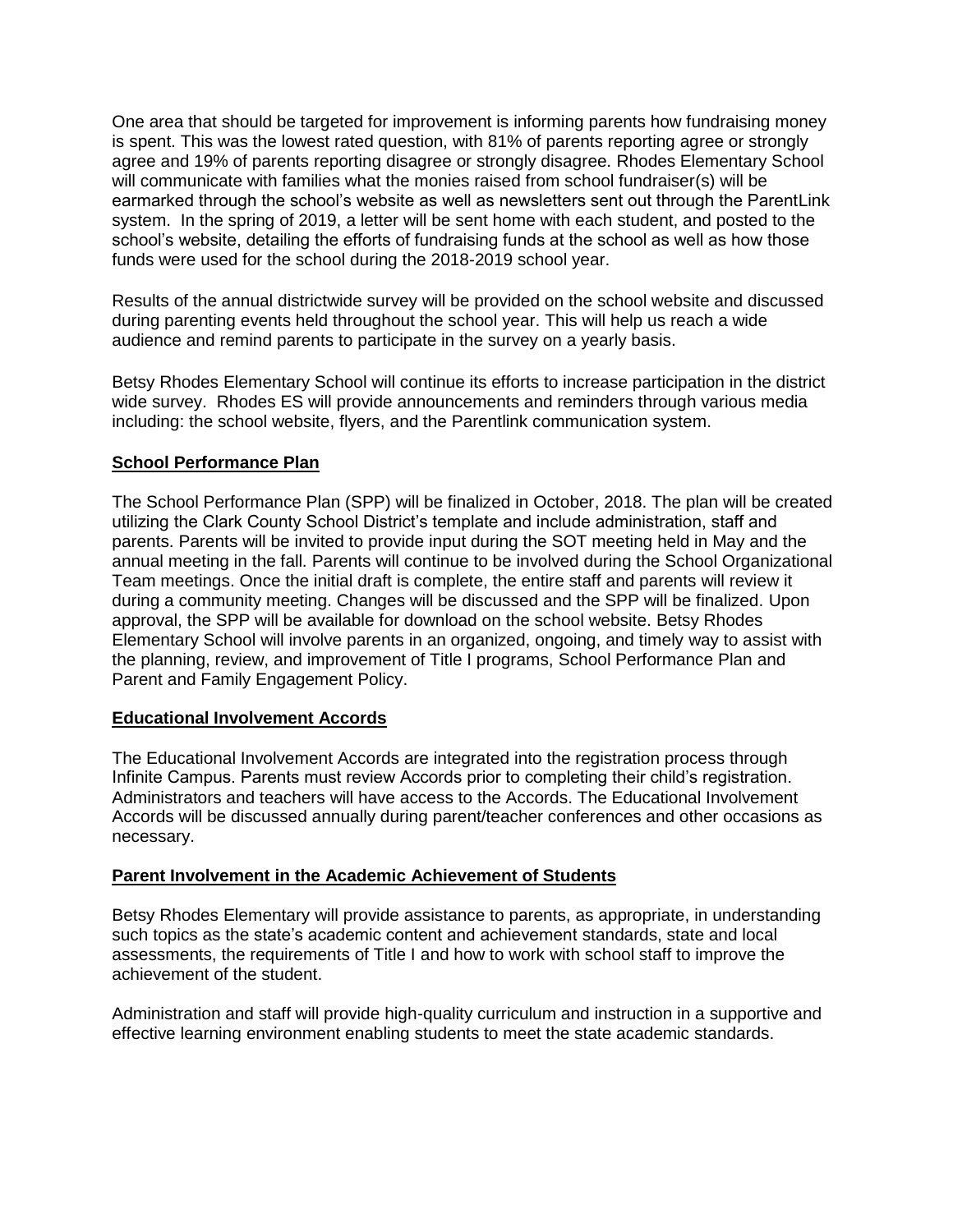One area that should be targeted for improvement is informing parents how fundraising money is spent. This was the lowest rated question, with 81% of parents reporting agree or strongly agree and 19% of parents reporting disagree or strongly disagree. Rhodes Elementary School will communicate with families what the monies raised from school fundraiser(s) will be earmarked through the school's website as well as newsletters sent out through the ParentLink system. In the spring of 2019, a letter will be sent home with each student, and posted to the school's website, detailing the efforts of fundraising funds at the school as well as how those funds were used for the school during the 2018-2019 school year.

Results of the annual districtwide survey will be provided on the school website and discussed during parenting events held throughout the school year. This will help us reach a wide audience and remind parents to participate in the survey on a yearly basis.

Betsy Rhodes Elementary School will continue its efforts to increase participation in the district wide survey. Rhodes ES will provide announcements and reminders through various media including: the school website, flyers, and the Parentlink communication system.

## School Performance Plan

The School Performance Plan (SPP) will be finalized in October, 2018. The plan will be created utilizing the Clark County School District's template and include administration, staff and parents. Parents will be invited to provide input during the SOT meeting held in May and the annual meeting in the fall. Parents will continue to be involved during the School Organizational Team meetings. Once the initial draft is complete, the entire staff and parents will review it during a community meeting. Changes will be discussed and the SPP will be finalized. Upon approval, the SPP will be available for download on the school website. Betsy Rhodes Elementary School will involve parents in an organized, ongoing, and timely way to assist with the planning, review, and improvement of Title I programs, School Performance Plan and Parent and Family Engagement Policy.

## Educational Involvement Accords

The Educational Involvement Accords are integrated into the registration process through Infinite Campus. Parents must review Accords prior to completing their child's registration. Administrators and teachers will have access to the Accords. The Educational Involvement Accords will be discussed annually during parent/teacher conferences and other occasions as necessary.

## Parent Involvement in the Academic Achievement of Students

Betsy Rhodes Elementary will provide assistance to parents, as appropriate, in understanding such topics as the state's academic content and achievement standards, state and local assessments, the requirements of Title I and how to work with school staff to improve the achievement of the student.

Administration and staff will provide high-quality curriculum and instruction in a supportive and effective learning environment enabling students to meet the state academic standards.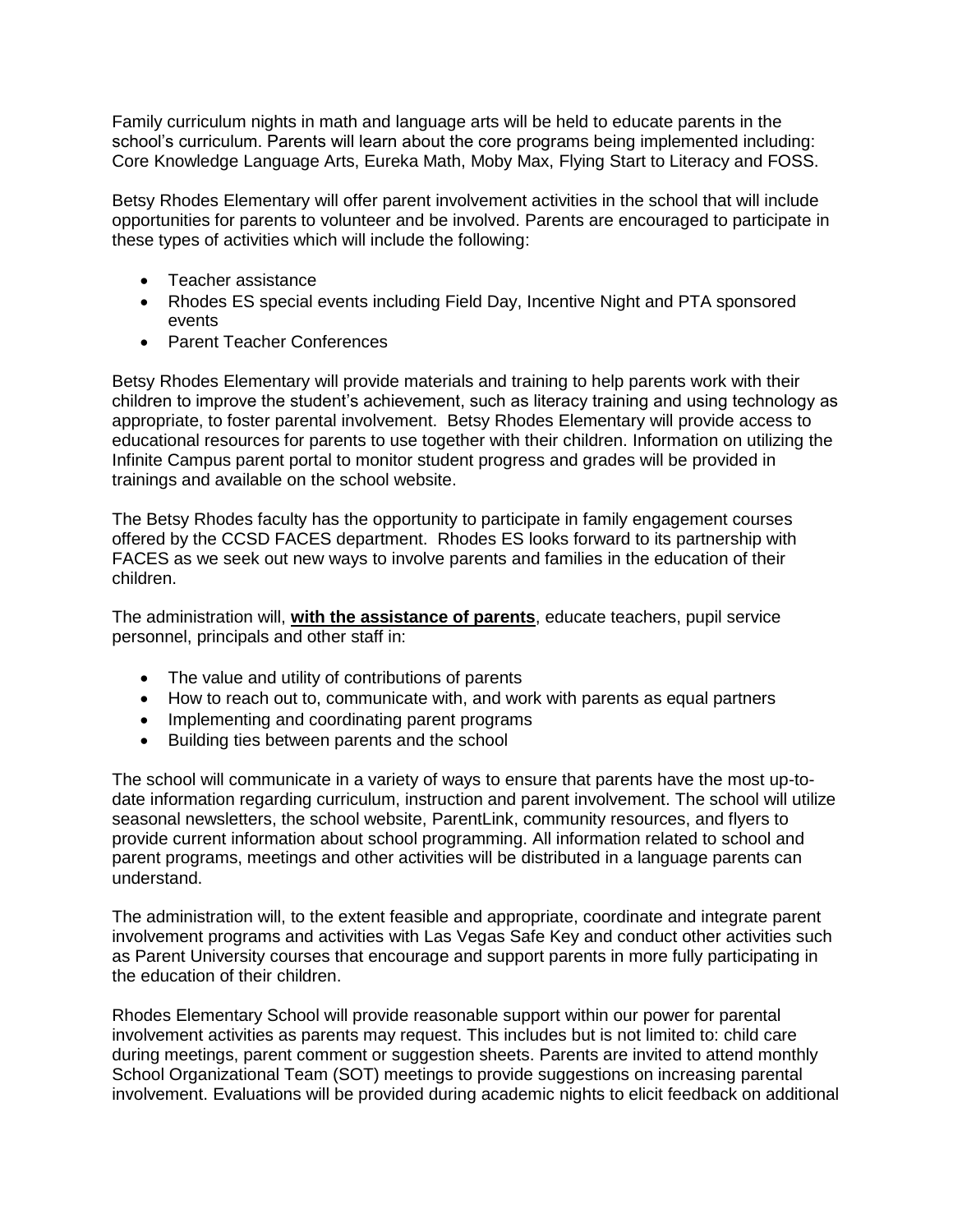Family curriculum nights in math and language arts will be held to educate parents in the school's curriculum. Parents will learn about the core programs being implemented including: Core Knowledge Language Arts, Eureka Math, Moby Max, Flying Start to Literacy and FOSS.

Betsy Rhodes Elementary will offer parent involvement activities in the school that will include opportunities for parents to volunteer and be involved. Parents are encouraged to participate in these types of activities which will include the following:

- Teacher assistance
- Rhodes ES special events including Field Day, Incentive Night and PTA sponsored events
- Parent Teacher Conferences

Betsy Rhodes Elementary will provide materials and training to help parents work with their children to improve the student's achievement, such as literacy training and using technology as appropriate, to foster parental involvement. Betsy Rhodes Elementary will provide access to educational resources for parents to use together with their children. Information on utilizing the Infinite Campus parent portal to monitor student progress and grades will be provided in trainings and available on the school website.

The Betsy Rhodes faculty has the opportunity to participate in family engagement courses offered by the CCSD FACES department. Rhodes ES looks forward to its partnership with FACES as we seek out new ways to involve parents and families in the education of their children.

The administration will, **with the assistance of parents**, educate teachers, pupil service personnel, principals and other staff in:

- The value and utility of contributions of parents
- How to reach out to, communicate with, and work with parents as equal partners
- Implementing and coordinating parent programs
- Building ties between parents and the school

The school will communicate in a variety of ways to ensure that parents have the most up-to-date information regarding curriculum, instruction and parent involvement. The school will utilize seasonal newsletters, the school website, ParentLink, community resources, and flyers to provide current information about school programming. All information related to school and parent programs, meetings and other activities will be distributed in a language parents can understand.

The administration will, to the extent feasible and appropriate, coordinate and integrate parent involvement programs and activities with Las Vegas Safe Key and conduct other activities such as Parent University courses that encourage and support parents in more fully participating in the education of their children.

Rhodes Elementary School will provide reasonable support within our power for parental involvement activities as parents may request. This includes but is not limited to: child care during meetings, parent comment or suggestion sheets. Parents are invited to attend monthly School Organizational Team (SOT) meetings to provide suggestions on increasing parental involvement. Evaluations will be provided during academic nights to elicit feedback on additional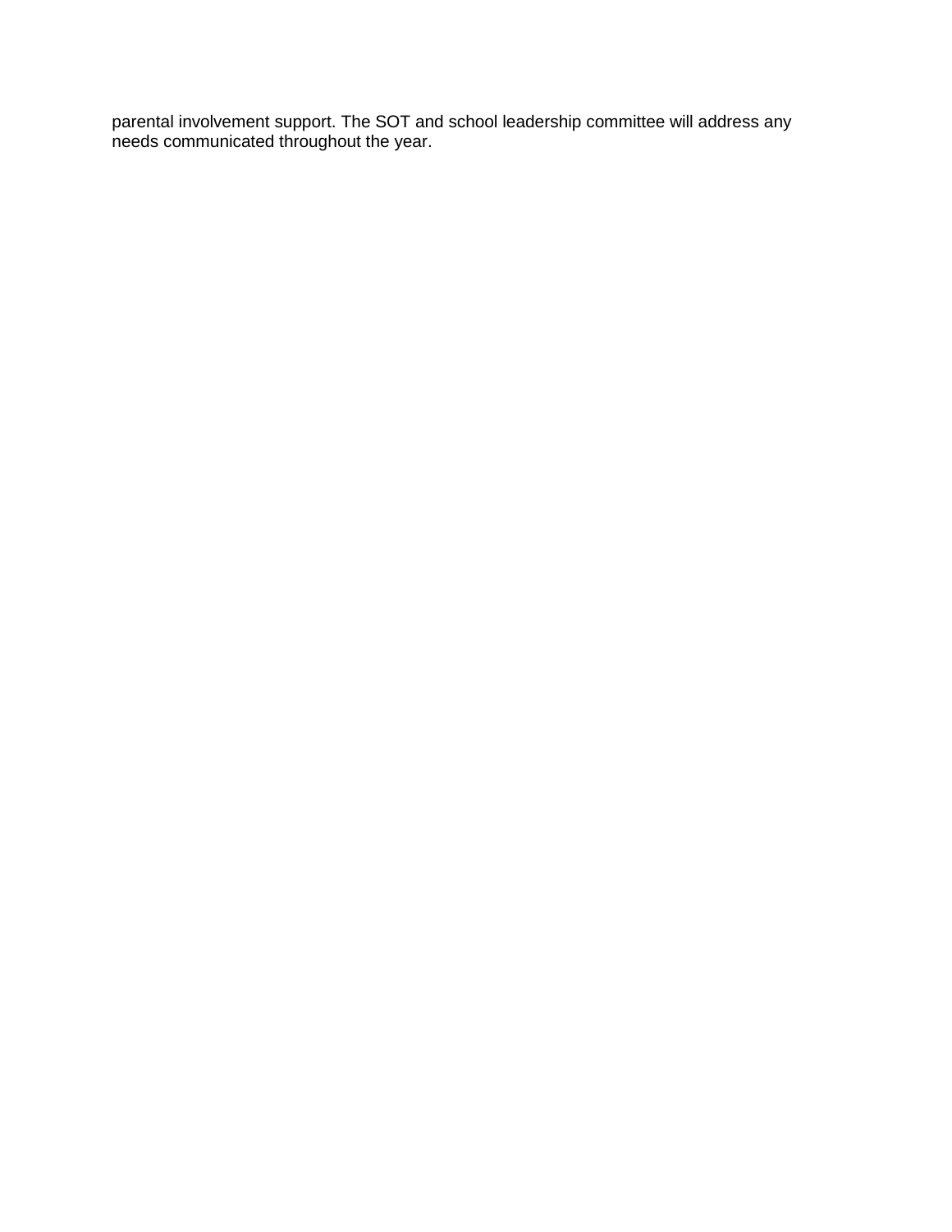parental involvement support. The SOT and school leadership committee will address any needs communicated throughout the year.